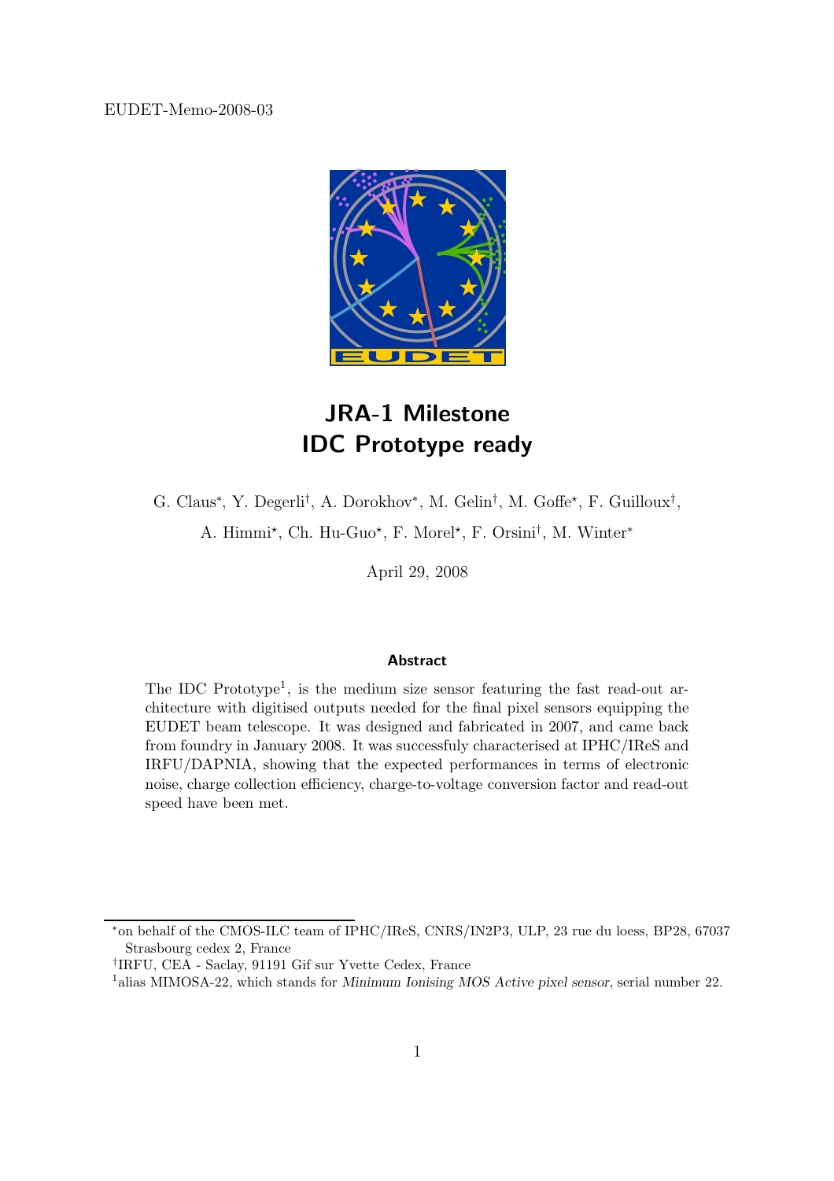EUDET-Memo-2008-03

# JRA-1 Milestone
# IDC Prototype ready

G. Claus[*], Y. Degerli[†], A. Dorokhov[*], M. Gelin[†], M. Goffe[⋆], F. Guilloux[†], A. Himmi[⋆], Ch. Hu-Guo[⋆], F. Morel[⋆], F. Orsini[†], M. Winter[*]

April 29, 2008

### Abstract

The IDC Prototype[1], is the medium size sensor featuring the fast read-out architecture with digitised outputs needed for the final pixel sensors equipping the EUDET beam telescope. It was designed and fabricated in 2007, and came back from foundry in January 2008. It was successfuly characterised at IPHC/IReS and IRFU/DAPNIA, showing that the expected performances in terms of electronic noise, charge collection efficiency, charge-to-voltage conversion factor and read-out speed have been met.

---

[*] on behalf of the CMOS-ILC team of IPHC/IReS, CNRS/IN2P3, ULP, 23 rue du loess, BP28, 67037 Strasbourg cedex 2, France

[†] IRFU, CEA - Saclay, 91191 Gif sur Yvette Cedex, France

[1] alias MIMOSA-22, which stands for *Minimum Ionising MOS Active pixel sensor*, serial number 22.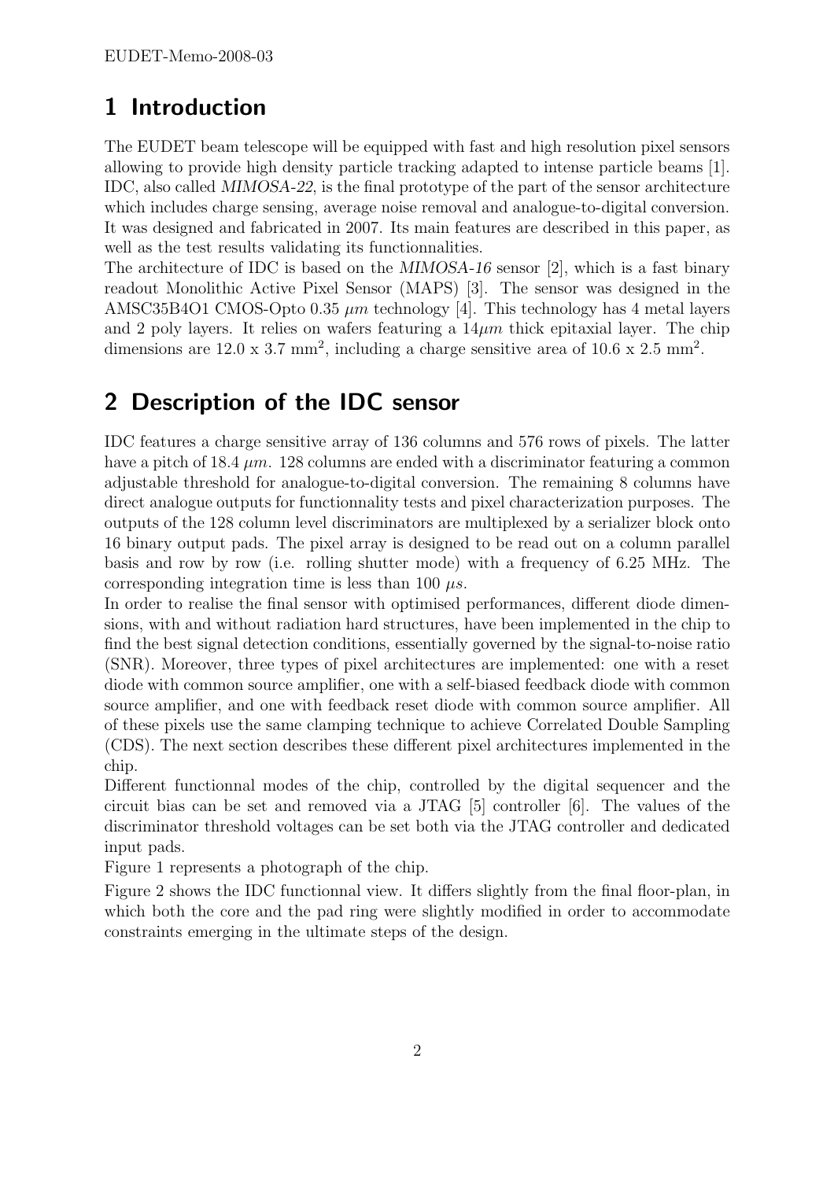# 1 Introduction

The EUDET beam telescope will be equipped with fast and high resolution pixel sensors allowing to provide high density particle tracking adapted to intense particle beams [1]. IDC, also called *MIMOSA-22*, is the final prototype of the part of the sensor architecture which includes charge sensing, average noise removal and analogue-to-digital conversion. It was designed and fabricated in 2007. Its main features are described in this paper, as well as the test results validating its functionnalities.

The architecture of IDC is based on the *MIMOSA-16* sensor [2], which is a fast binary readout Monolithic Active Pixel Sensor (MAPS) [3]. The sensor was designed in the AMSC35B4O1 CMOS-Opto 0.35 $\mu m$ technology [4]. This technology has 4 metal layers and 2 poly layers. It relies on wafers featuring a $14 \mu m$ thick epitaxial layer. The chip dimensions are 12.0 x 3.7 mm$^2$, including a charge sensitive area of 10.6 x 2.5 mm$^2$.

# 2 Description of the IDC sensor

IDC features a charge sensitive array of 136 columns and 576 rows of pixels. The latter have a pitch of 18.4 $\mu m$. 128 columns are ended with a discriminator featuring a common adjustable threshold for analogue-to-digital conversion. The remaining 8 columns have direct analogue outputs for functionnality tests and pixel characterization purposes. The outputs of the 128 column level discriminators are multiplexed by a serializer block onto 16 binary output pads. The pixel array is designed to be read out on a column parallel basis and row by row (i.e. rolling shutter mode) with a frequency of 6.25 MHz. The corresponding integration time is less than 100 $\mu s$.

In order to realise the final sensor with optimised performances, different diode dimensions, with and without radiation hard structures, have been implemented in the chip to find the best signal detection conditions, essentially governed by the signal-to-noise ratio (SNR). Moreover, three types of pixel architectures are implemented: one with a reset diode with common source amplifier, one with a self-biased feedback diode with common source amplifier, and one with feedback reset diode with common source amplifier. All of these pixels use the same clamping technique to achieve Correlated Double Sampling (CDS). The next section describes these different pixel architectures implemented in the chip.

Different functionnal modes of the chip, controlled by the digital sequencer and the circuit bias can be set and removed via a JTAG [5] controller [6]. The values of the discriminator threshold voltages can be set both via the JTAG controller and dedicated input pads.

Figure 1 represents a photograph of the chip.

Figure 2 shows the IDC functionnal view. It differs slightly from the final floor-plan, in which both the core and the pad ring were slightly modified in order to accommodate constraints emerging in the ultimate steps of the design.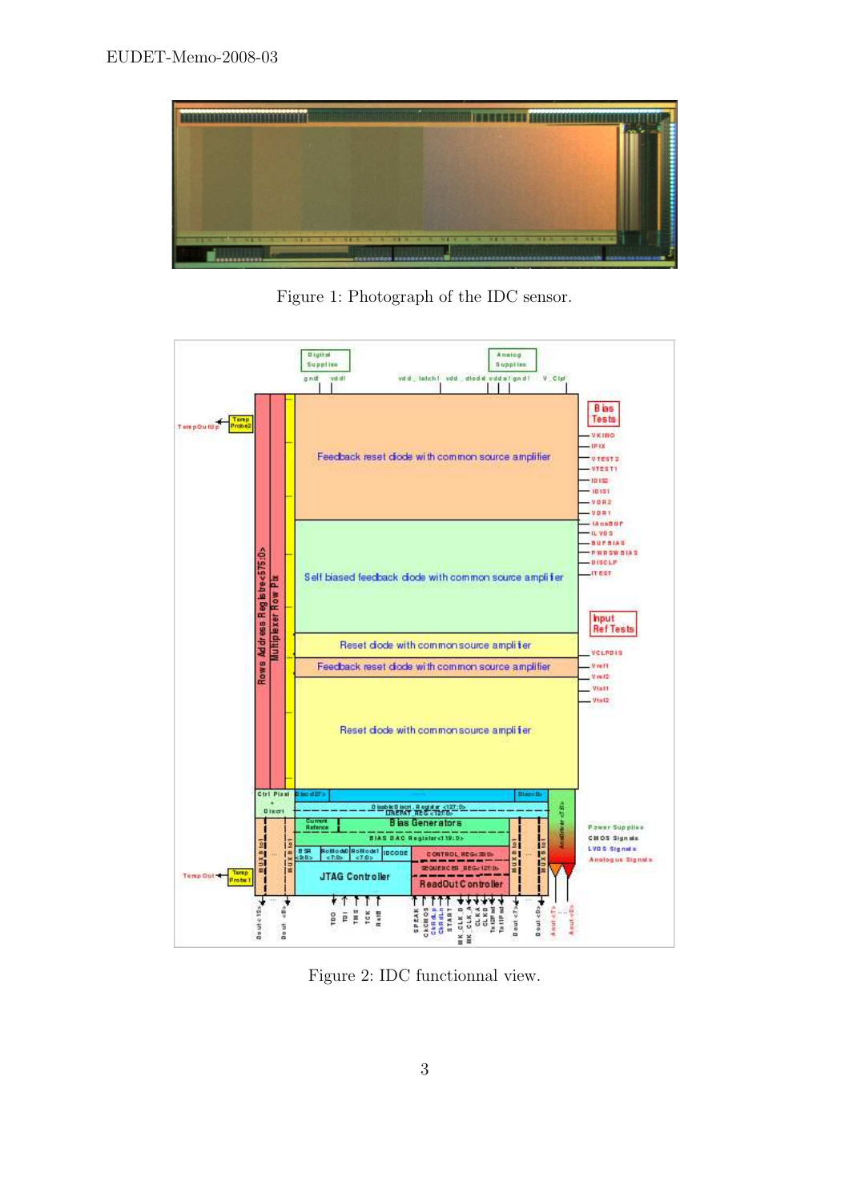Figure 1: Photograph of the IDC sensor.

Figure 2: IDC functionnal view.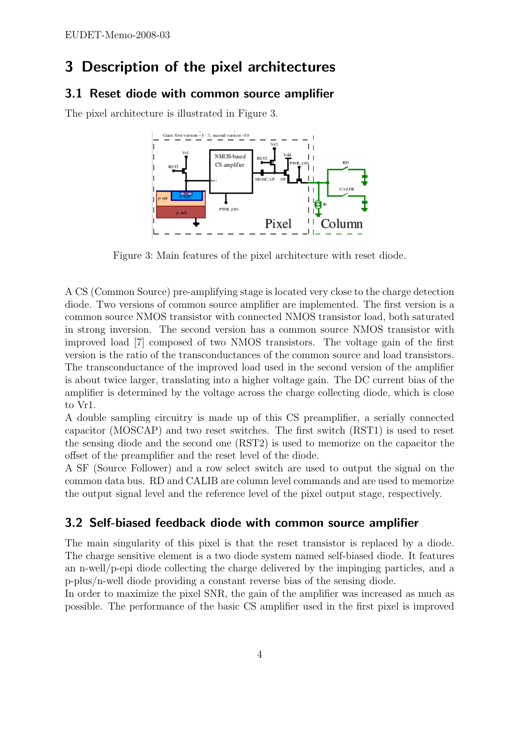# 3 Description of the pixel architectures

## 3.1 Reset diode with common source amplifier

The pixel architecture is illustrated in Figure 3.

Figure 3: Main features of the pixel architecture with reset diode.

A CS (Common Source) pre-amplifying stage is located very close to the charge detection diode. Two versions of common source amplifier are implemented. The first version is a common source NMOS transistor with connected NMOS transistor load, both saturated in strong inversion. The second version has a common source NMOS transistor with improved load [7] composed of two NMOS transistors. The voltage gain of the first version is the ratio of the transconductances of the common source and load transistors. The transconductance of the improved load used in the second version of the amplifier is about twice larger, translating into a higher voltage gain. The DC current bias of the amplifier is determined by the voltage across the charge collecting diode, which is close to Vr1.

A double sampling circuitry is made up of this CS preamplifier, a serially connected capacitor (MOSCAP) and two reset switches. The first switch (RST1) is used to reset the sensing diode and the second one (RST2) is used to memorize on the capacitor the offset of the preamplifier and the reset level of the diode.

A SF (Source Follower) and a row select switch are used to output the signal on the common data bus. RD and CALIB are column level commands and are used to memorize the output signal level and the reference level of the pixel output stage, respectively.

## 3.2 Self-biased feedback diode with common source amplifier

The main singularity of this pixel is that the reset transistor is replaced by a diode. The charge sensitive element is a two diode system named self-biased diode. It features an n-well/p-epi diode collecting the charge delivered by the impinging particles, and a p-plus/n-well diode providing a constant reverse bias of the sensing diode.

In order to maximize the pixel SNR, the gain of the amplifier was increased as much as possible. The performance of the basic CS amplifier used in the first pixel is improved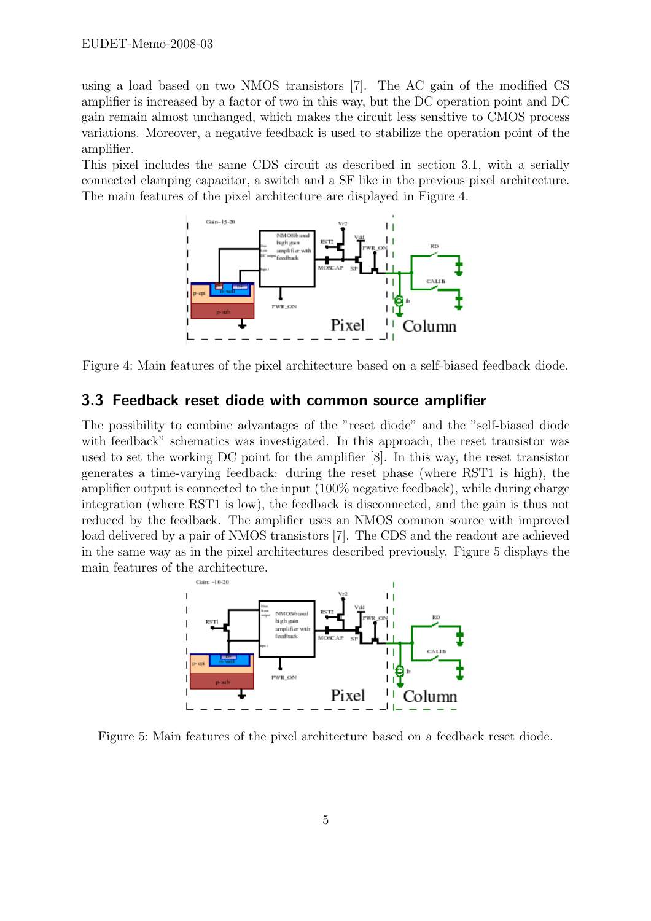using a load based on two NMOS transistors [7]. The AC gain of the modified CS amplifier is increased by a factor of two in this way, but the DC operation point and DC gain remain almost unchanged, which makes the circuit less sensitive to CMOS process variations. Moreover, a negative feedback is used to stabilize the operation point of the amplifier.
This pixel includes the same CDS circuit as described in section 3.1, with a serially connected clamping capacitor, a switch and a SF like in the previous pixel architecture. The main features of the pixel architecture are displayed in Figure 4.

Figure 4: Main features of the pixel architecture based on a self-biased feedback diode.

### 3.3 Feedback reset diode with common source amplifier

The possibility to combine advantages of the "reset diode" and the "self-biased diode with feedback" schematics was investigated. In this approach, the reset transistor was used to set the working DC point for the amplifier [8]. In this way, the reset transistor generates a time-varying feedback: during the reset phase (where RST1 is high), the amplifier output is connected to the input (100% negative feedback), while during charge integration (where RST1 is low), the feedback is disconnected, and the gain is thus not reduced by the feedback. The amplifier uses an NMOS common source with improved load delivered by a pair of NMOS transistors [7]. The CDS and the readout are achieved in the same way as in the pixel architectures described previously. Figure 5 displays the main features of the architecture.

Figure 5: Main features of the pixel architecture based on a feedback reset diode.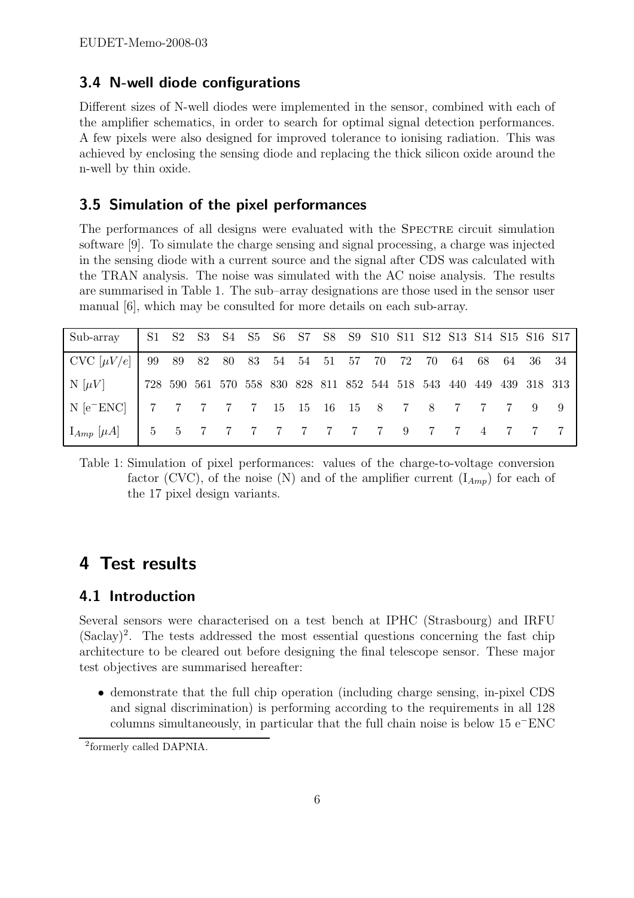## 3.4 N-well diode configurations

Different sizes of N-well diodes were implemented in the sensor, combined with each of the amplifier schematics, in order to search for optimal signal detection performances. A few pixels were also designed for improved tolerance to ionising radiation. This was achieved by enclosing the sensing diode and replacing the thick silicon oxide around the n-well by thin oxide.

## 3.5 Simulation of the pixel performances

The performances of all designs were evaluated with the SPECTRE circuit simulation software [9]. To simulate the charge sensing and signal processing, a charge was injected in the sensing diode with a current source and the signal after CDS was calculated with the TRAN analysis. The noise was simulated with the AC noise analysis. The results are summarised in Table 1. The sub–array designations are those used in the sensor user manual [6], which may be consulted for more details on each sub-array.

| Sub-array | S1 | S2 | S3 | S4 | S5 | S6 | S7 | S8 | S9 | S10 | S11 | S12 | S13 | S14 | S15 | S16 | S17 |
|---|---|---|---|---|---|---|---|---|---|---|---|---|---|---|---|---|---|
| CVC [$\mu V/e$] | 99 | 89 | 82 | 80 | 83 | 54 | 54 | 51 | 57 | 70 | 72 | 70 | 64 | 68 | 64 | 36 | 34 |
| N [$\mu V$] | 728 | 590 | 561 | 570 | 558 | 830 | 828 | 811 | 852 | 544 | 518 | 543 | 440 | 449 | 439 | 318 | 313 |
| N [$e^-$ENC] | 7 | 7 | 7 | 7 | 7 | 15 | 15 | 16 | 15 | 8 | 7 | 8 | 7 | 7 | 7 | 9 | 9 |
| $I_{Amp}$ [$\mu A$] | 5 | 5 | 7 | 7 | 7 | 7 | 7 | 7 | 7 | 7 | 9 | 7 | 7 | 4 | 7 | 7 | 7 |

Table 1: Simulation of pixel performances: values of the charge-to-voltage conversion factor (CVC), of the noise (N) and of the amplifier current ($I_{Amp}$) for each of the 17 pixel design variants.

# 4 Test results

## 4.1 Introduction

Several sensors were characterised on a test bench at IPHC (Strasbourg) and IRFU (Saclay)[2]. The tests addressed the most essential questions concerning the fast chip architecture to be cleared out before designing the final telescope sensor. These major test objectives are summarised hereafter:

- demonstrate that the full chip operation (including charge sensing, in-pixel CDS and signal discrimination) is performing according to the requirements in all 128 columns simultaneously, in particular that the full chain noise is below 15 $e^-$ENC

[2] formerly called DAPNIA.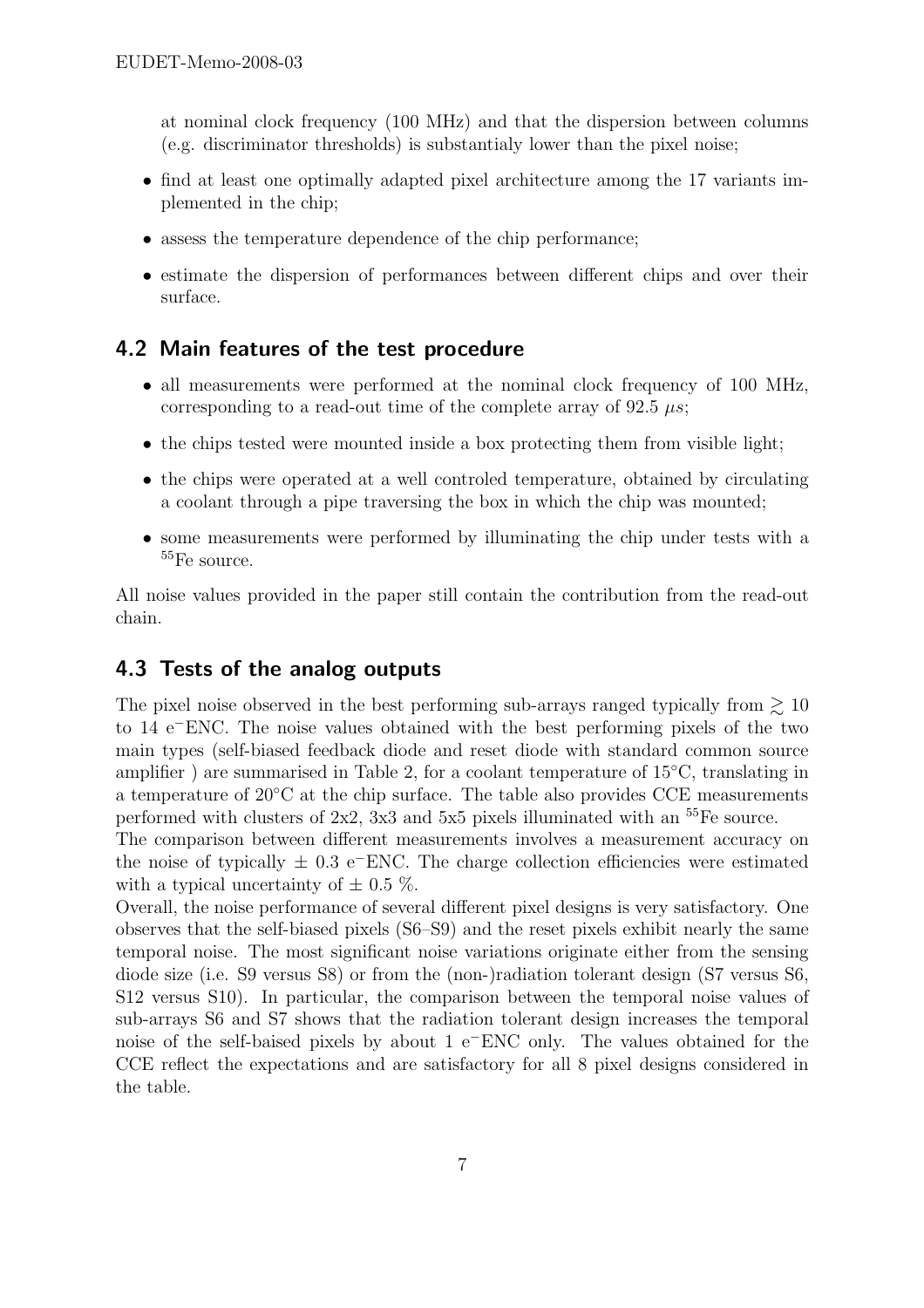at nominal clock frequency (100 MHz) and that the dispersion between columns (e.g. discriminator thresholds) is substantialy lower than the pixel noise;

- find at least one optimally adapted pixel architecture among the 17 variants implemented in the chip;
- assess the temperature dependence of the chip performance;
- estimate the dispersion of performances between different chips and over their surface.

## 4.2 Main features of the test procedure

- all measurements were performed at the nominal clock frequency of 100 MHz, corresponding to a read-out time of the complete array of 92.5 $\mu s$;
- the chips tested were mounted inside a box protecting them from visible light;
- the chips were operated at a well controled temperature, obtained by circulating a coolant through a pipe traversing the box in which the chip was mounted;
- some measurements were performed by illuminating the chip under tests with a $^{55}$Fe source.

All noise values provided in the paper still contain the contribution from the read-out chain.

## 4.3 Tests of the analog outputs

The pixel noise observed in the best performing sub-arrays ranged typically from $\gtrsim 10$ to 14 $e^{-}$ENC. The noise values obtained with the best performing pixels of the two main types (self-biased feedback diode and reset diode with standard common source amplifier ) are summarised in Table 2, for a coolant temperature of 15°C, translating in a temperature of 20°C at the chip surface. The table also provides CCE measurements performed with clusters of 2x2, 3x3 and 5x5 pixels illuminated with an $^{55}$Fe source.

The comparison between different measurements involves a measurement accuracy on the noise of typically $\pm$ 0.3 $e^{-}$ENC. The charge collection efficiencies were estimated with a typical uncertainty of $\pm$ 0.5 %.

Overall, the noise performance of several different pixel designs is very satisfactory. One observes that the self-biased pixels (S6–S9) and the reset pixels exhibit nearly the same temporal noise. The most significant noise variations originate either from the sensing diode size (i.e. S9 versus S8) or from the (non-)radiation tolerant design (S7 versus S6, S12 versus S10). In particular, the comparison between the temporal noise values of sub-arrays S6 and S7 shows that the radiation tolerant design increases the temporal noise of the self-baised pixels by about 1 $e^{-}$ENC only. The values obtained for the CCE reflect the expectations and are satisfactory for all 8 pixel designs considered in the table.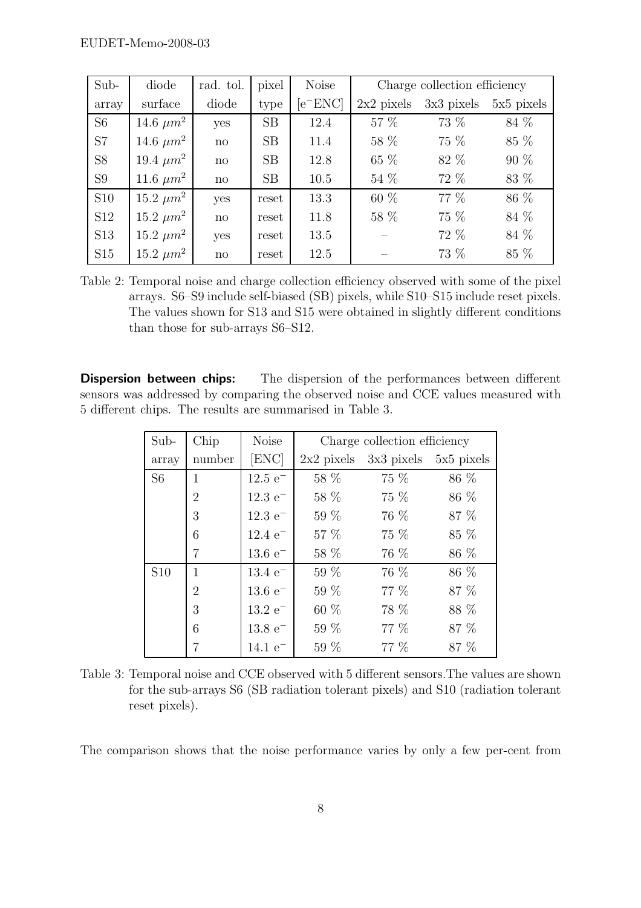| Sub-array | diode surface | rad. tol. diode | pixel type | Noise [$e^-$ENC] | Charge collection efficiency | | |
|---|---|---|---|---|---|---|---|
| | | | | | 2x2 pixels | 3x3 pixels | 5x5 pixels |
| S6 | 14.6 $\mu m^2$ | yes | SB | 12.4 | 57 % | 73 % | 84 % |
| S7 | 14.6 $\mu m^2$ | no | SB | 11.4 | 58 % | 75 % | 85 % |
| S8 | 19.4 $\mu m^2$ | no | SB | 12.8 | 65 % | 82 % | 90 % |
| S9 | 11.6 $\mu m^2$ | no | SB | 10.5 | 54 % | 72 % | 83 % |
| S10 | 15.2 $\mu m^2$ | yes | reset | 13.3 | 60 % | 77 % | 86 % |
| S12 | 15.2 $\mu m^2$ | no | reset | 11.8 | 58 % | 75 % | 84 % |
| S13 | 15.2 $\mu m^2$ | yes | reset | 13.5 | – | 72 % | 84 % |
| S15 | 15.2 $\mu m^2$ | no | reset | 12.5 | – | 73 % | 85 % |

Table 2: Temporal noise and charge collection efficiency observed with some of the pixel arrays. S6–S9 include self-biased (SB) pixels, while S10–S15 include reset pixels. The values shown for S13 and S15 were obtained in slightly different conditions than those for sub-arrays S6–S12.

**Dispersion between chips:** The dispersion of the performances between different sensors was addressed by comparing the observed noise and CCE values measured with 5 different chips. The results are summarised in Table 3.

| Sub-array | Chip number | Noise [ENC] | Charge collection efficiency | | |
|---|---|---|---|---|---|
| | | | 2x2 pixels | 3x3 pixels | 5x5 pixels |
| S6 | 1 | 12.5 $e^-$ | 58 % | 75 % | 86 % |
| | 2 | 12.3 $e^-$ | 58 % | 75 % | 86 % |
| | 3 | 12.3 $e^-$ | 59 % | 76 % | 87 % |
| | 6 | 12.4 $e^-$ | 57 % | 75 % | 85 % |
| | 7 | 13.6 $e^-$ | 58 % | 76 % | 86 % |
| S10 | 1 | 13.4 $e^-$ | 59 % | 76 % | 86 % |
| | 2 | 13.6 $e^-$ | 59 % | 77 % | 87 % |
| | 3 | 13.2 $e^-$ | 60 % | 78 % | 88 % |
| | 6 | 13.8 $e^-$ | 59 % | 77 % | 87 % |
| | 7 | 14.1 $e^-$ | 59 % | 77 % | 87 % |

Table 3: Temporal noise and CCE observed with 5 different sensors.The values are shown for the sub-arrays S6 (SB radiation tolerant pixels) and S10 (radiation tolerant reset pixels).

The comparison shows that the noise performance varies by only a few per-cent from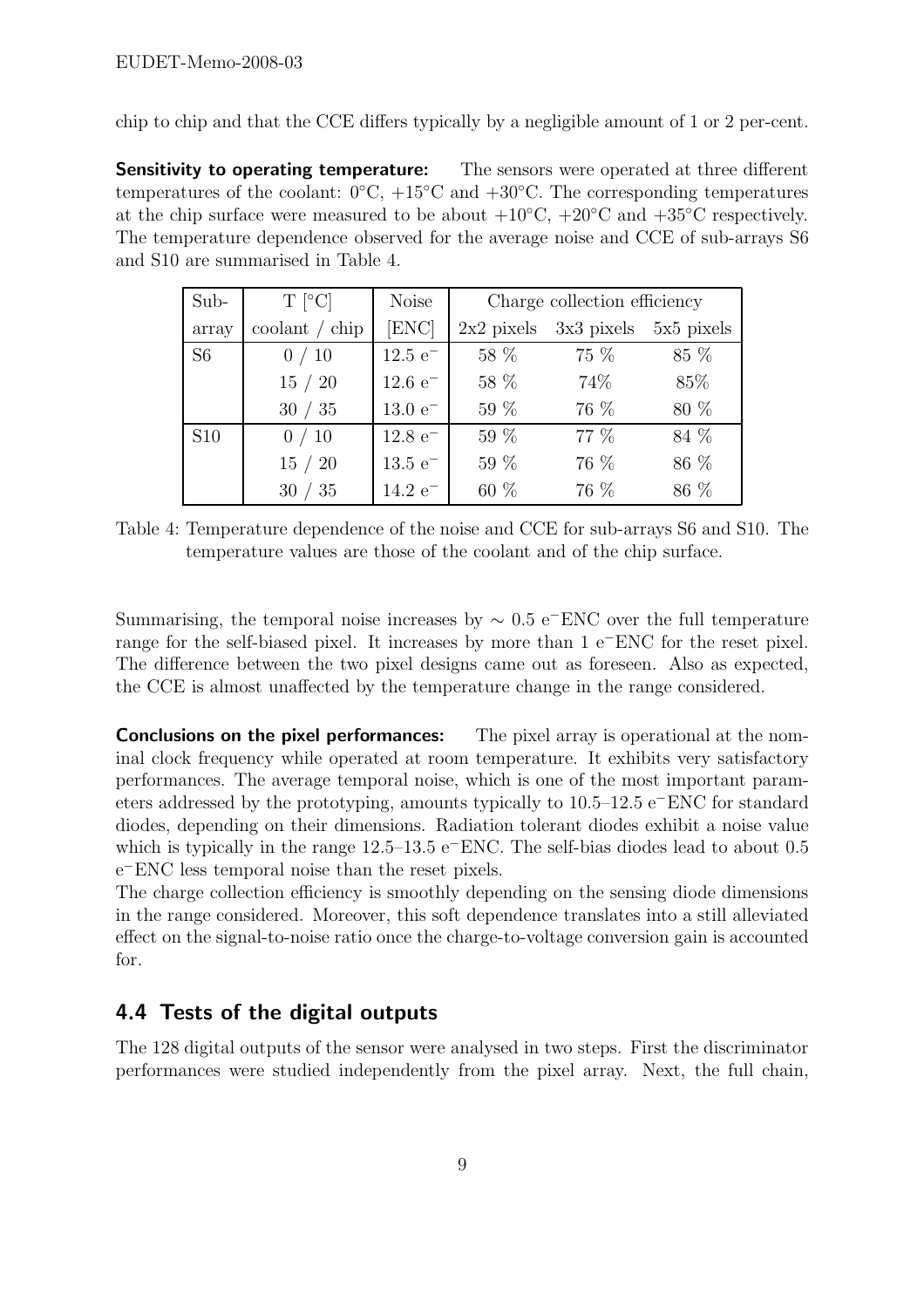chip to chip and that the CCE differs typically by a negligible amount of 1 or 2 per-cent.

**Sensitivity to operating temperature:** The sensors were operated at three different temperatures of the coolant: 0°C, +15°C and +30°C. The corresponding temperatures at the chip surface were measured to be about +10°C, +20°C and +35°C respectively. The temperature dependence observed for the average noise and CCE of sub-arrays S6 and S10 are summarised in Table 4.

| Sub-array | T [°C] coolant / chip | Noise [ENC] | Charge collection efficiency | | |
|---|---|---|---|---|---|
| | | | 2x2 pixels | 3x3 pixels | 5x5 pixels |
| S6 | 0 / 10 | 12.5 $e^-$ | 58 % | 75 % | 85 % |
| | 15 / 20 | 12.6 $e^-$ | 58 % | 74% | 85% |
| | 30 / 35 | 13.0 $e^-$ | 59 % | 76 % | 80 % |
| S10 | 0 / 10 | 12.8 $e^-$ | 59 % | 77 % | 84 % |
| | 15 / 20 | 13.5 $e^-$ | 59 % | 76 % | 86 % |
| | 30 / 35 | 14.2 $e^-$ | 60 % | 76 % | 86 % |

Table 4: Temperature dependence of the noise and CCE for sub-arrays S6 and S10. The temperature values are those of the coolant and of the chip surface.

Summarising, the temporal noise increases by $\sim$ 0.5 $e^-$ENC over the full temperature range for the self-biased pixel. It increases by more than 1 $e^-$ENC for the reset pixel. The difference between the two pixel designs came out as foreseen. Also as expected, the CCE is almost unaffected by the temperature change in the range considered.

**Conclusions on the pixel performances:** The pixel array is operational at the nominal clock frequency while operated at room temperature. It exhibits very satisfactory performances. The average temporal noise, which is one of the most important parameters addressed by the prototyping, amounts typically to 10.5–12.5 $e^-$ENC for standard diodes, depending on their dimensions. Radiation tolerant diodes exhibit a noise value which is typically in the range 12.5–13.5 $e^-$ENC. The self-bias diodes lead to about 0.5 $e^-$ENC less temporal noise than the reset pixels.
The charge collection efficiency is smoothly depending on the sensing diode dimensions in the range considered. Moreover, this soft dependence translates into a still alleviated effect on the signal-to-noise ratio once the charge-to-voltage conversion gain is accounted for.

## 4.4 Tests of the digital outputs

The 128 digital outputs of the sensor were analysed in two steps. First the discriminator performances were studied independently from the pixel array. Next, the full chain,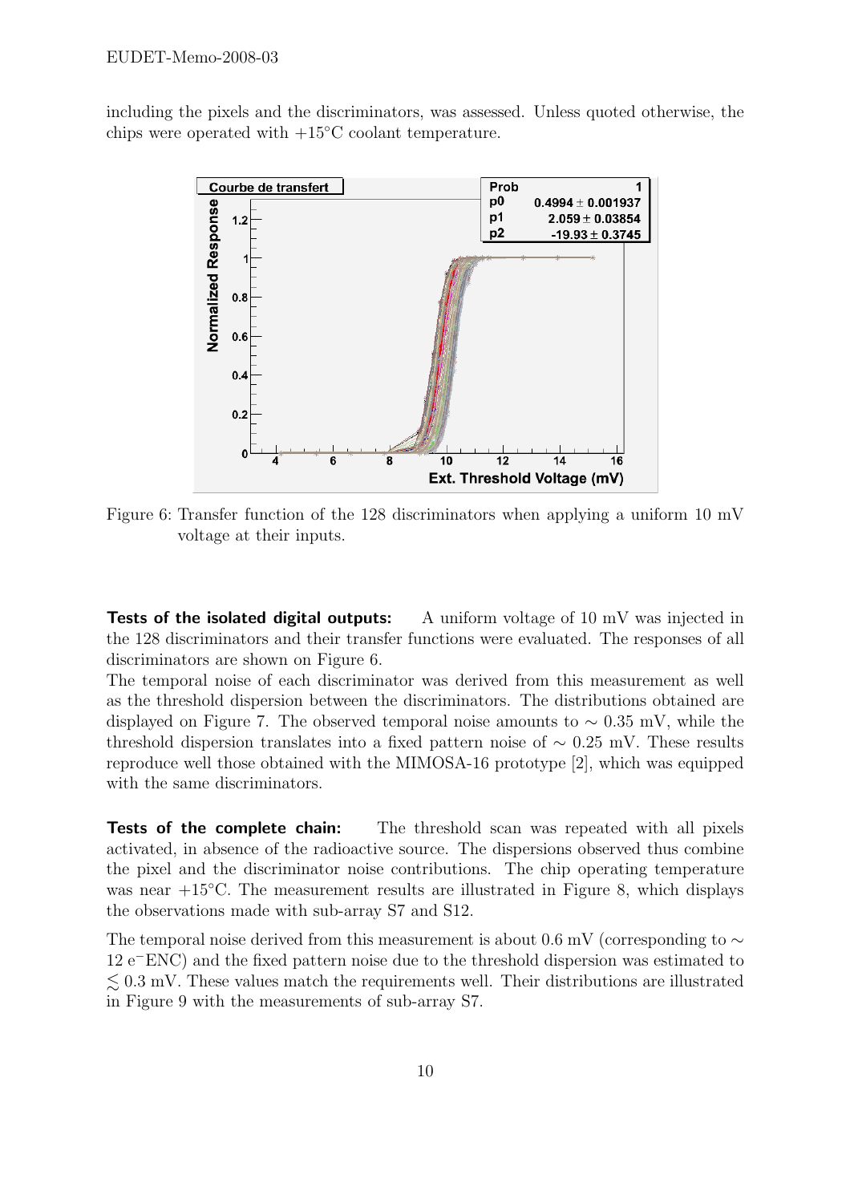including the pixels and the discriminators, was assessed. Unless quoted otherwise, the chips were operated with +15°C coolant temperature.

Figure 6: Transfer function of the 128 discriminators when applying a uniform 10 mV voltage at their inputs.

**Tests of the isolated digital outputs:** A uniform voltage of 10 mV was injected in the 128 discriminators and their transfer functions were evaluated. The responses of all discriminators are shown on Figure 6.

The temporal noise of each discriminator was derived from this measurement as well as the threshold dispersion between the discriminators. The distributions obtained are displayed on Figure 7. The observed temporal noise amounts to $\sim$ 0.35 mV, while the threshold dispersion translates into a fixed pattern noise of $\sim$ 0.25 mV. These results reproduce well those obtained with the MIMOSA-16 prototype [2], which was equipped with the same discriminators.

**Tests of the complete chain:** The threshold scan was repeated with all pixels activated, in absence of the radioactive source. The dispersions observed thus combine the pixel and the discriminator noise contributions. The chip operating temperature was near +15°C. The measurement results are illustrated in Figure 8, which displays the observations made with sub-array S7 and S12.

The temporal noise derived from this measurement is about 0.6 mV (corresponding to $\sim$ 12 $e^-$ENC) and the fixed pattern noise due to the threshold dispersion was estimated to $\lesssim$ 0.3 mV. These values match the requirements well. Their distributions are illustrated in Figure 9 with the measurements of sub-array S7.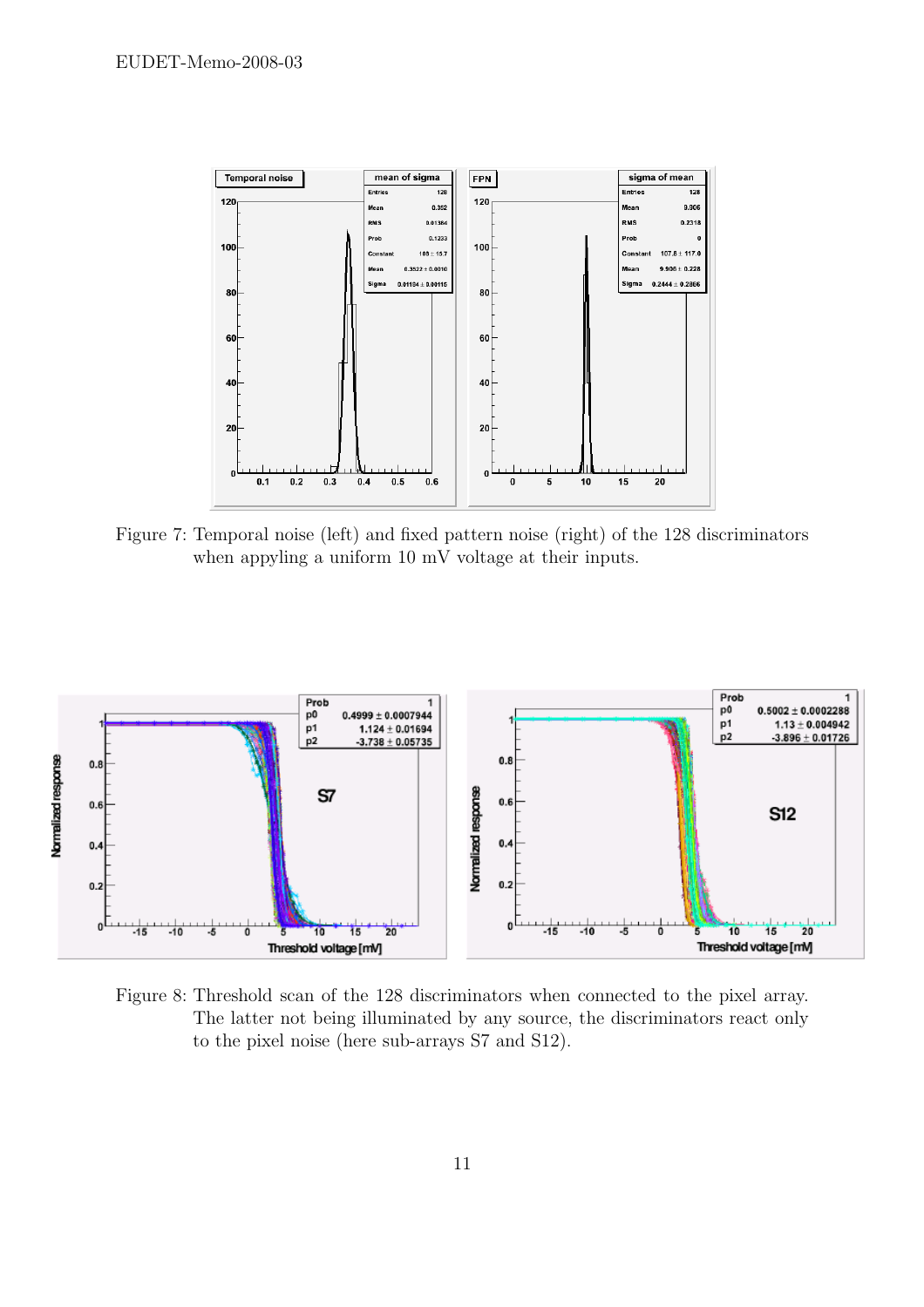Figure 7: Temporal noise (left) and fixed pattern noise (right) of the 128 discriminators when appyling a uniform 10 mV voltage at their inputs.

Figure 8: Threshold scan of the 128 discriminators when connected to the pixel array. The latter not being illuminated by any source, the discriminators react only to the pixel noise (here sub-arrays S7 and S12).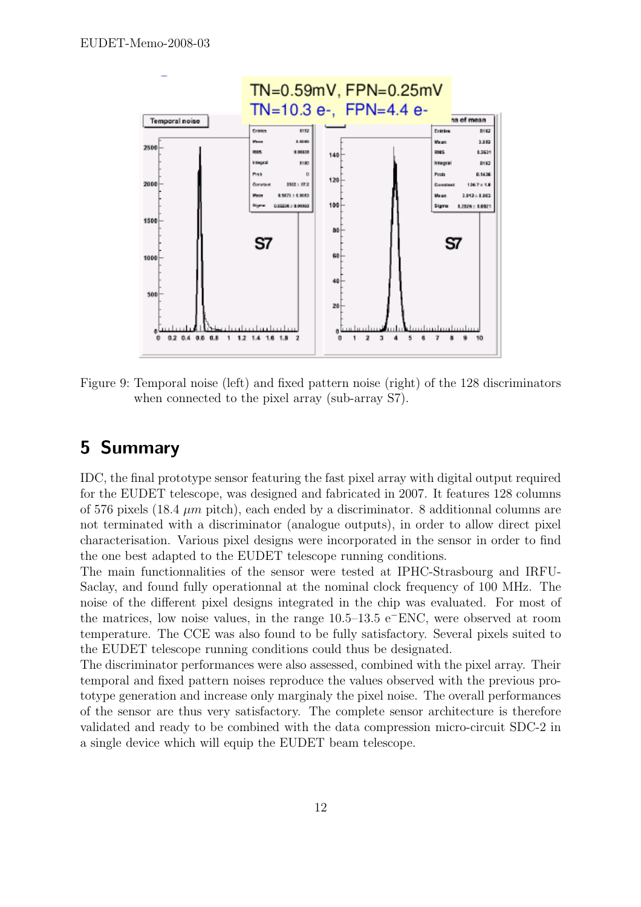Figure 9: Temporal noise (left) and fixed pattern noise (right) of the 128 discriminators when connected to the pixel array (sub-array S7).

## 5 Summary

IDC, the final prototype sensor featuring the fast pixel array with digital output required for the EUDET telescope, was designed and fabricated in 2007. It features 128 columns of 576 pixels (18.4 $\mu m$ pitch), each ended by a discriminator. 8 additionnal columns are not terminated with a discriminator (analogue outputs), in order to allow direct pixel characterisation. Various pixel designs were incorporated in the sensor in order to find the one best adapted to the EUDET telescope running conditions.

The main functionnalities of the sensor were tested at IPHC-Strasbourg and IRFU-Saclay, and found fully operationnal at the nominal clock frequency of 100 MHz. The noise of the different pixel designs integrated in the chip was evaluated. For most of the matrices, low noise values, in the range 10.5–13.5 $e^-$ENC, were observed at room temperature. The CCE was also found to be fully satisfactory. Several pixels suited to the EUDET telescope running conditions could thus be designated.

The discriminator performances were also assessed, combined with the pixel array. Their temporal and fixed pattern noises reproduce the values observed with the previous prototype generation and increase only marginaly the pixel noise. The overall performances of the sensor are thus very satisfactory. The complete sensor architecture is therefore validated and ready to be combined with the data compression micro-circuit SDC-2 in a single device which will equip the EUDET beam telescope.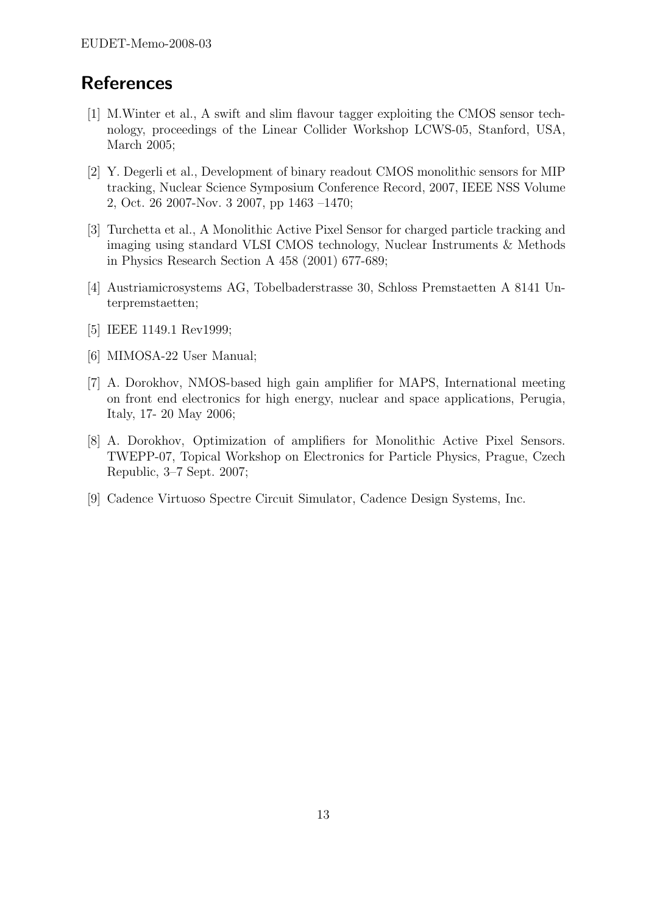# References

[1] M.Winter et al., A swift and slim flavour tagger exploiting the CMOS sensor technology, proceedings of the Linear Collider Workshop LCWS-05, Stanford, USA, March 2005;

[2] Y. Degerli et al., Development of binary readout CMOS monolithic sensors for MIP tracking, Nuclear Science Symposium Conference Record, 2007, IEEE NSS Volume 2, Oct. 26 2007-Nov. 3 2007, pp 1463 –1470;

[3] Turchetta et al., A Monolithic Active Pixel Sensor for charged particle tracking and imaging using standard VLSI CMOS technology, Nuclear Instruments & Methods in Physics Research Section A 458 (2001) 677-689;

[4] Austriamicrosystems AG, Tobelbaderstrasse 30, Schloss Premstaetten A 8141 Unterpremstaetten;

[5] IEEE 1149.1 Rev1999;

[6] MIMOSA-22 User Manual;

[7] A. Dorokhov, NMOS-based high gain amplifier for MAPS, International meeting on front end electronics for high energy, nuclear and space applications, Perugia, Italy, 17- 20 May 2006;

[8] A. Dorokhov, Optimization of amplifiers for Monolithic Active Pixel Sensors. TWEPP-07, Topical Workshop on Electronics for Particle Physics, Prague, Czech Republic, 3–7 Sept. 2007;

[9] Cadence Virtuoso Spectre Circuit Simulator, Cadence Design Systems, Inc.